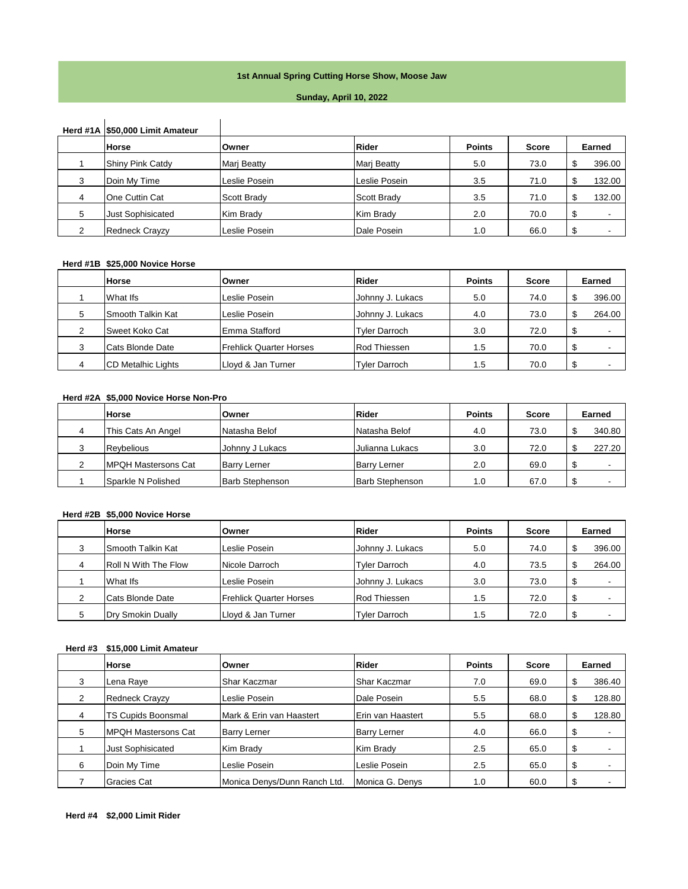# 1st Annual Spring Cutting Horse Show, Moose Jaw

**Sunday, April 10, 2022**

**Herd #1A $50,000 Limit Amateur**

| | Horse | Owner | Rider | Points | Score | Earned |
|---|---|---|---|---|---|---|
| 1 | Shiny Pink Catdy | Marj Beatty | Marj Beatty | 5.0 | 73.0 | $ 396.00 |
| 3 | Doin My Time | Leslie Posein | Leslie Posein | 3.5 | 71.0 | $ 132.00 |
| 4 | One Cuttin Cat | Scott Brady | Scott Brady | 3.5 | 71.0 | $ 132.00 |
| 5 | Just Sophisicated | Kim Brady | Kim Brady | 2.0 | 70.0 | $ - |
| 2 | Redneck Crayzy | Leslie Posein | Dale Posein | 1.0 | 66.0 | $ - |

**Herd #1B $25,000 Novice Horse**

| | Horse | Owner | Rider | Points | Score | Earned |
|---|---|---|---|---|---|---|
| 1 | What Ifs | Leslie Posein | Johnny J. Lukacs | 5.0 | 74.0 | $ 396.00 |
| 5 | Smooth Talkin Kat | Leslie Posein | Johnny J. Lukacs | 4.0 | 73.0 | $ 264.00 |
| 2 | Sweet Koko Cat | Emma Stafford | Tyler Darroch | 3.0 | 72.0 | $ - |
| 3 | Cats Blonde Date | Frehlick Quarter Horses | Rod Thiessen | 1.5 | 70.0 | $ - |
| 4 | CD Metalhic Lights | Lloyd & Jan Turner | Tyler Darroch | 1.5 | 70.0 | $ - |

**Herd #2A $5,000 Novice Horse Non-Pro**

| | Horse | Owner | Rider | Points | Score | Earned |
|---|---|---|---|---|---|---|
| 4 | This Cats An Angel | Natasha Belof | Natasha Belof | 4.0 | 73.0 | $ 340.80 |
| 3 | Reybelious | Johnny J Lukacs | Julianna Lukacs | 3.0 | 72.0 | $ 227.20 |
| 2 | MPQH Mastersons Cat | Barry Lerner | Barry Lerner | 2.0 | 69.0 | $ - |
| 1 | Sparkle N Polished | Barb Stephenson | Barb Stephenson | 1.0 | 67.0 | $ - |

**Herd #2B $5,000 Novice Horse**

| | Horse | Owner | Rider | Points | Score | Earned |
|---|---|---|---|---|---|---|
| 3 | Smooth Talkin Kat | Leslie Posein | Johnny J. Lukacs | 5.0 | 74.0 | $ 396.00 |
| 4 | Roll N With The Flow | Nicole Darroch | Tyler Darroch | 4.0 | 73.5 | $ 264.00 |
| 1 | What Ifs | Leslie Posein | Johnny J. Lukacs | 3.0 | 73.0 | $ - |
| 2 | Cats Blonde Date | Frehlick Quarter Horses | Rod Thiessen | 1.5 | 72.0 | $ - |
| 5 | Dry Smokin Dually | Lloyd & Jan Turner | Tyler Darroch | 1.5 | 72.0 | $ - |

**Herd #3 $15,000 Limit Amateur**

| | Horse | Owner | Rider | Points | Score | Earned |
|---|---|---|---|---|---|---|
| 3 | Lena Raye | Shar Kaczmar | Shar Kaczmar | 7.0 | 69.0 | $ 386.40 |
| 2 | Redneck Crayzy | Leslie Posein | Dale Posein | 5.5 | 68.0 | $ 128.80 |
| 4 | TS Cupids Boonsmal | Mark & Erin van Haastert | Erin van Haastert | 5.5 | 68.0 | $ 128.80 |
| 5 | MPQH Mastersons Cat | Barry Lerner | Barry Lerner | 4.0 | 66.0 | $ - |
| 1 | Just Sophisicated | Kim Brady | Kim Brady | 2.5 | 65.0 | $ - |
| 6 | Doin My Time | Leslie Posein | Leslie Posein | 2.5 | 65.0 | $ - |
| 7 | Gracies Cat | Monica Denys/Dunn Ranch Ltd. | Monica G. Denys | 1.0 | 60.0 | $ - |

**Herd #4 $2,000 Limit Rider**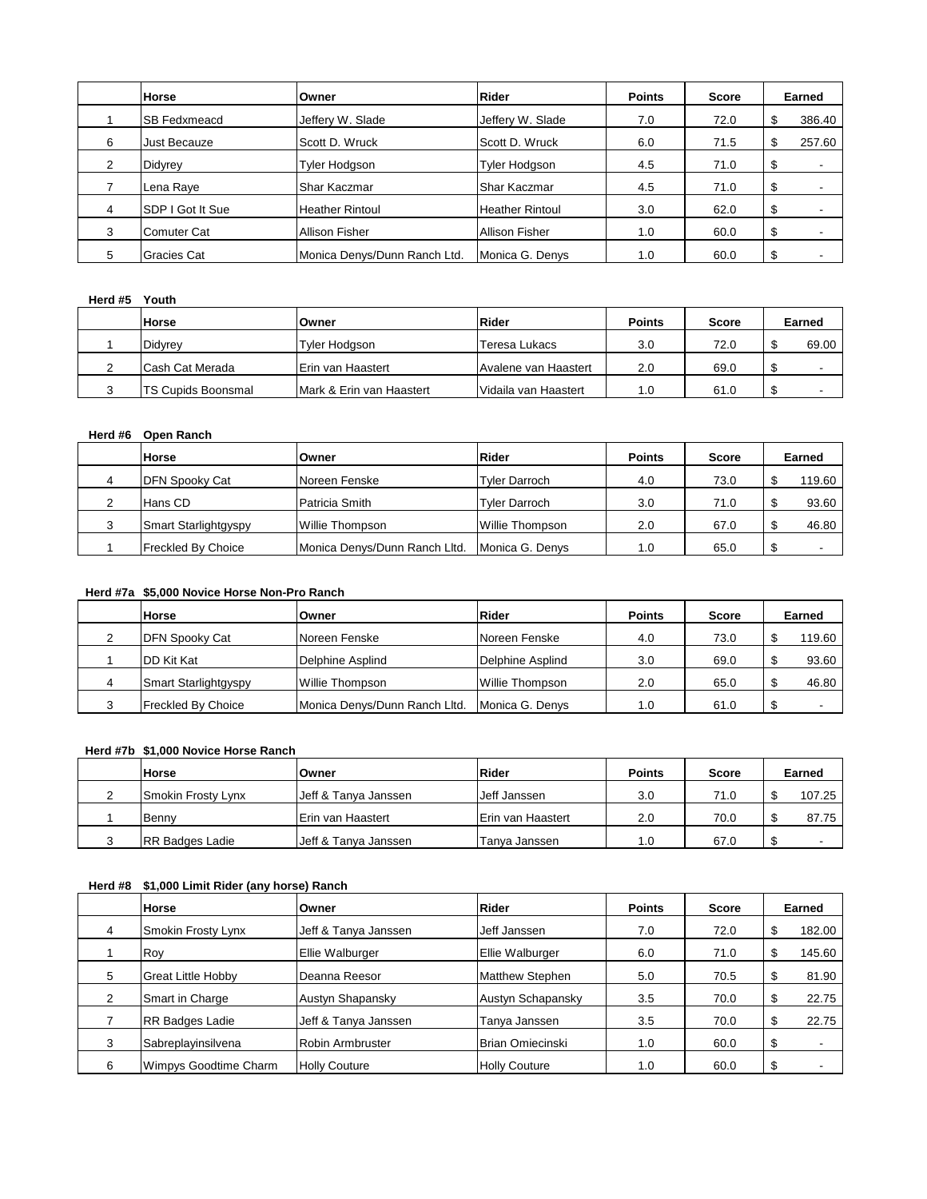| | Horse | Owner | Rider | Points | Score | Earned |
|---|---|---|---|---|---|---|
| 1 | SB Fedxmeacd | Jeffery W. Slade | Jeffery W. Slade | 7.0 | 72.0 | $ 386.40 |
| 6 | Just Becauze | Scott D. Wruck | Scott D. Wruck | 6.0 | 71.5 | $ 257.60 |
| 2 | Didyrey | Tyler Hodgson | Tyler Hodgson | 4.5 | 71.0 | $ - |
| 7 | Lena Raye | Shar Kaczmar | Shar Kaczmar | 4.5 | 71.0 | $ - |
| 4 | SDP I Got It Sue | Heather Rintoul | Heather Rintoul | 3.0 | 62.0 | $ - |
| 3 | Comuter Cat | Allison Fisher | Allison Fisher | 1.0 | 60.0 | $ - |
| 5 | Gracies Cat | Monica Denys/Dunn Ranch Ltd. | Monica G. Denys | 1.0 | 60.0 | $ - |

**Herd #5 Youth**

| | Horse | Owner | Rider | Points | Score | Earned |
|---|---|---|---|---|---|---|
| 1 | Didyrey | Tyler Hodgson | Teresa Lukacs | 3.0 | 72.0 | $ 69.00 |
| 2 | Cash Cat Merada | Erin van Haastert | Avalene van Haastert | 2.0 | 69.0 | $ - |
| 3 | TS Cupids Boonsmal | Mark & Erin van Haastert | Vidaila van Haastert | 1.0 | 61.0 | $ - |

**Herd #6 Open Ranch**

| | Horse | Owner | Rider | Points | Score | Earned |
|---|---|---|---|---|---|---|
| 4 | DFN Spooky Cat | Noreen Fenske | Tyler Darroch | 4.0 | 73.0 | $ 119.60 |
| 2 | Hans CD | Patricia Smith | Tyler Darroch | 3.0 | 71.0 | $ 93.60 |
| 3 | Smart Starlightgyspy | Willie Thompson | Willie Thompson | 2.0 | 67.0 | $ 46.80 |
| 1 | Freckled By Choice | Monica Denys/Dunn Ranch Lltd. | Monica G. Denys | 1.0 | 65.0 | $ - |

**Herd #7a $5,000 Novice Horse Non-Pro Ranch**

| | Horse | Owner | Rider | Points | Score | Earned |
|---|---|---|---|---|---|---|
| 2 | DFN Spooky Cat | Noreen Fenske | Noreen Fenske | 4.0 | 73.0 | $ 119.60 |
| 1 | DD Kit Kat | Delphine Asplind | Delphine Asplind | 3.0 | 69.0 | $ 93.60 |
| 4 | Smart Starlightgyspy | Willie Thompson | Willie Thompson | 2.0 | 65.0 | $ 46.80 |
| 3 | Freckled By Choice | Monica Denys/Dunn Ranch Lltd. | Monica G. Denys | 1.0 | 61.0 | $ - |

**Herd #7b $1,000 Novice Horse Ranch**

| | Horse | Owner | Rider | Points | Score | Earned |
|---|---|---|---|---|---|---|
| 2 | Smokin Frosty Lynx | Jeff & Tanya Janssen | Jeff Janssen | 3.0 | 71.0 | $ 107.25 |
| 1 | Benny | Erin van Haastert | Erin van Haastert | 2.0 | 70.0 | $ 87.75 |
| 3 | RR Badges Ladie | Jeff & Tanya Janssen | Tanya Janssen | 1.0 | 67.0 | $ - |

**Herd #8 $1,000 Limit Rider (any horse) Ranch**

| | Horse | Owner | Rider | Points | Score | Earned |
|---|---|---|---|---|---|---|
| 4 | Smokin Frosty Lynx | Jeff & Tanya Janssen | Jeff Janssen | 7.0 | 72.0 | $ 182.00 |
| 1 | Roy | Ellie Walburger | Ellie Walburger | 6.0 | 71.0 | $ 145.60 |
| 5 | Great Little Hobby | Deanna Reesor | Matthew Stephen | 5.0 | 70.5 | $ 81.90 |
| 2 | Smart in Charge | Austyn Shapansky | Austyn Schapansky | 3.5 | 70.0 | $ 22.75 |
| 7 | RR Badges Ladie | Jeff & Tanya Janssen | Tanya Janssen | 3.5 | 70.0 | $ 22.75 |
| 3 | Sabreplayinsilvena | Robin Armbruster | Brian Omiecinski | 1.0 | 60.0 | $ - |
| 6 | Wimpys Goodtime Charm | Holly Couture | Holly Couture | 1.0 | 60.0 | $ - |